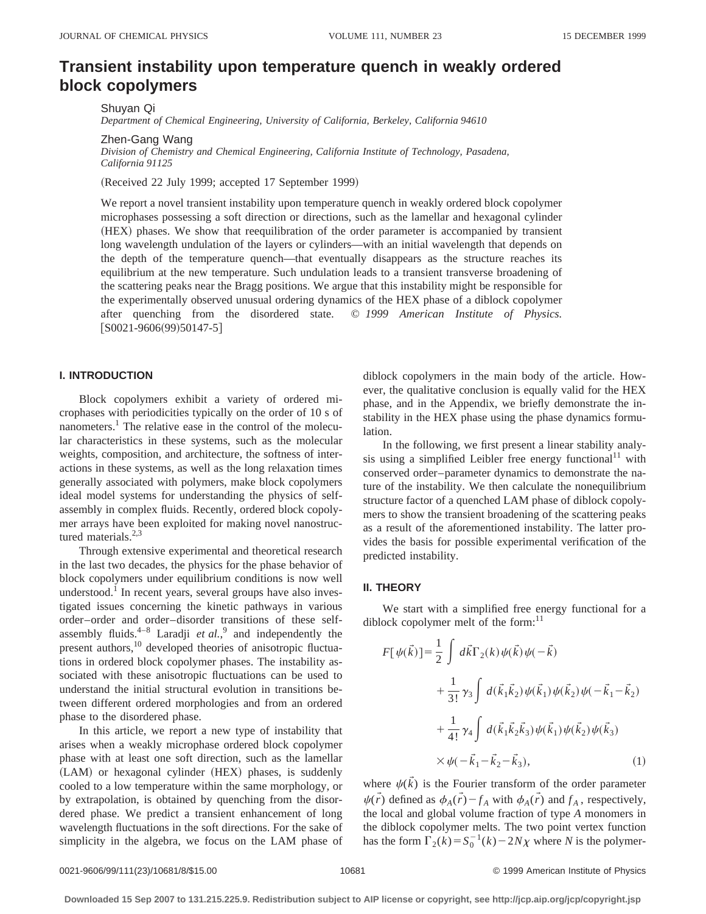# Transient instability upon temperature quench in weakly ordered block copolymers

Shuyan Qi
*Department of Chemical Engineering, University of California, Berkeley, California 94610*

Zhen-Gang Wang
*Division of Chemistry and Chemical Engineering, California Institute of Technology, Pasadena, California 91125*

(Received 22 July 1999; accepted 17 September 1999)

We report a novel transient instability upon temperature quench in weakly ordered block copolymer microphases possessing a soft direction or directions, such as the lamellar and hexagonal cylinder (HEX) phases. We show that reequilibration of the order parameter is accompanied by transient long wavelength undulation of the layers or cylinders—with an initial wavelength that depends on the depth of the temperature quench—that eventually disappears as the structure reaches its equilibrium at the new temperature. Such undulation leads to a transient transverse broadening of the scattering peaks near the Bragg positions. We argue that this instability might be responsible for the experimentally observed unusual ordering dynamics of the HEX phase of a diblock copolymer after quenching from the disordered state. © *1999 American Institute of Physics.* [S0021-9606(99)50147-5]

## I. INTRODUCTION

Block copolymers exhibit a variety of ordered microphases with periodicities typically on the order of 10 s of nanometers.[1] The relative ease in the control of the molecular characteristics in these systems, such as the molecular weights, composition, and architecture, the softness of interactions in these systems, as well as the long relaxation times generally associated with polymers, make block copolymers ideal model systems for understanding the physics of self-assembly in complex fluids. Recently, ordered block copolymer arrays have been exploited for making novel nanostructured materials.[2,3]

Through extensive experimental and theoretical research in the last two decades, the physics for the phase behavior of block copolymers under equilibrium conditions is now well understood.[1] In recent years, several groups have also investigated issues concerning the kinetic pathways in various order–order and order–disorder transitions of these self-assembly fluids.[4–8] Laradji *et al.*,[9] and independently the present authors,[10] developed theories of anisotropic fluctuations in ordered block copolymer phases. The instability associated with these anisotropic fluctuations can be used to understand the initial structural evolution in transitions between different ordered morphologies and from an ordered phase to the disordered phase.

In this article, we report a new type of instability that arises when a weakly microphase ordered block copolymer phase with at least one soft direction, such as the lamellar (LAM) or hexagonal cylinder (HEX) phases, is suddenly cooled to a low temperature within the same morphology, or by extrapolation, is obtained by quenching from the disordered phase. We predict a transient enhancement of long wavelength fluctuations in the soft directions. For the sake of simplicity in the algebra, we focus on the LAM phase of diblock copolymers in the main body of the article. However, the qualitative conclusion is equally valid for the HEX phase, and in the Appendix, we briefly demonstrate the instability in the HEX phase using the phase dynamics formulation.

In the following, we first present a linear stability analysis using a simplified Leibler free energy functional[11] with conserved order–parameter dynamics to demonstrate the nature of the instability. We then calculate the nonequilibrium structure factor of a quenched LAM phase of diblock copolymers to show the transient broadening of the scattering peaks as a result of the aforementioned instability. The latter provides the basis for possible experimental verification of the predicted instability.

## II. THEORY

We start with a simplified free energy functional for a diblock copolymer melt of the form:[11]

$$
\begin{aligned}
F[\psi(\vec{k})] = & \frac{1}{2}\int d\vec{k}\,\Gamma_2(k)\,\psi(\vec{k})\,\psi(-\vec{k}) \\
& + \frac{1}{3!}\gamma_3 \int d(\vec{k}_1\vec{k}_2)\,\psi(\vec{k}_1)\,\psi(\vec{k}_2)\,\psi(-\vec{k}_1-\vec{k}_2) \\
& + \frac{1}{4!}\gamma_4 \int d(\vec{k}_1\vec{k}_2\vec{k}_3)\,\psi(\vec{k}_1)\,\psi(\vec{k}_2)\,\psi(\vec{k}_3) \\
& \times \psi(-\vec{k}_1-\vec{k}_2-\vec{k}_3),
\end{aligned}
\tag{1}
$$

where $\psi(\vec{k})$ is the Fourier transform of the order parameter $\psi(\vec{r})$ defined as $\phi_A(\vec{r})-f_A$ with $\phi_A(\vec{r})$ and $f_A$, respectively, the local and global volume fraction of type $A$ monomers in the diblock copolymer melts. The two point vertex function has the form $\Gamma_2(k)=S_0^{-1}(k)-2N\chi$ where $N$ is the polymer-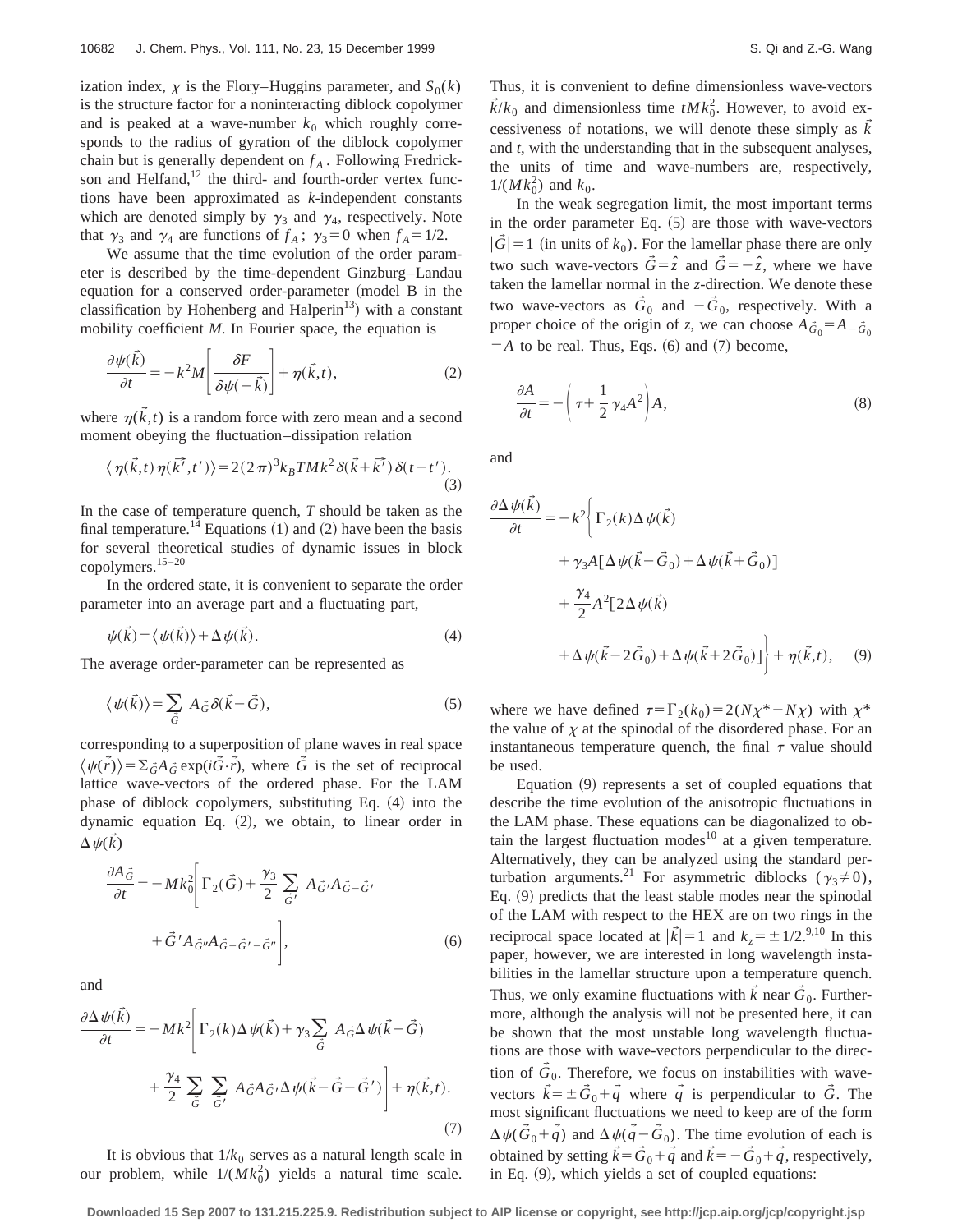ization index, $\chi$ is the Flory–Huggins parameter, and $S_0(k)$ is the structure factor for a noninteracting diblock copolymer and is peaked at a wave-number $k_0$ which roughly corresponds to the radius of gyration of the diblock copolymer chain but is generally dependent on $f_A$. Following Fredrickson and Helfand,[12] the third- and fourth-order vertex functions have been approximated as $k$-independent constants which are denoted simply by $\gamma_3$ and $\gamma_4$, respectively. Note that $\gamma_3$ and $\gamma_4$ are functions of $f_A$; $\gamma_3 = 0$ when $f_A = 1/2$.

We assume that the time evolution of the order parameter is described by the time-dependent Ginzburg–Landau equation for a conserved order-parameter (model B in the classification by Hohenberg and Halperin[13]) with a constant mobility coefficient $M$. In Fourier space, the equation is

$$\frac{\partial \psi(\vec{k})}{\partial t} = -k^2 M \left[ \frac{\delta F}{\delta \psi(-\vec{k})} \right] + \eta(\vec{k},t), \tag{2}$$

where $\eta(\vec{k},t)$ is a random force with zero mean and a second moment obeying the fluctuation–dissipation relation

$$\langle \eta(\vec{k},t)\eta(\vec{k'},t')\rangle = 2(2\pi)^3 k_B T M k^2 \delta(\vec{k}+\vec{k'})\delta(t-t'). \tag{3}$$

In the case of temperature quench, $T$ should be taken as the final temperature.[14] Equations (1) and (2) have been the basis for several theoretical studies of dynamic issues in block copolymers.[15–20]

In the ordered state, it is convenient to separate the order parameter into an average part and a fluctuating part,

$$\psi(\vec{k}) = \langle \psi(\vec{k}) \rangle + \Delta\psi(\vec{k}). \tag{4}$$

The average order-parameter can be represented as

$$\langle \psi(\vec{k}) \rangle = \sum_{\vec{G}} A_{\vec{G}} \delta(\vec{k}-\vec{G}), \tag{5}$$

corresponding to a superposition of plane waves in real space $\langle \psi(\vec{r}) \rangle = \Sigma_{\vec{G}} A_{\vec{G}} \exp(i\vec{G}\cdot\vec{r})$, where $\vec{G}$ is the set of reciprocal lattice wave-vectors of the ordered phase. For the LAM phase of diblock copolymers, substituting Eq. (4) into the dynamic equation Eq. (2), we obtain, to linear order in $\Delta\psi(\vec{k})$

$$\frac{\partial A_{\vec{G}}}{\partial t} = -Mk_0^2 \left[ \Gamma_2(\vec{G}) + \frac{\gamma_3}{2} \sum_{\vec{G}'} A_{\vec{G}'} A_{\vec{G}-\vec{G}'} + \vec{G}' A_{\vec{G}''} A_{\vec{G}-\vec{G}'-\vec{G}''} \right], \tag{6}$$

and

$$\frac{\partial \Delta\psi(\vec{k})}{\partial t} = -Mk^2 \left[ \Gamma_2(k)\Delta\psi(\vec{k}) + \gamma_3 \sum_{\vec{G}} A_{\vec{G}} \Delta\psi(\vec{k}-\vec{G}) + \frac{\gamma_4}{2} \sum_{\vec{G}} \sum_{\vec{G}'} A_{\vec{G}} A_{\vec{G}'} \Delta\psi(\vec{k}-\vec{G}-\vec{G}') \right] + \eta(\vec{k},t). \tag{7}$$

It is obvious that $1/k_0$ serves as a natural length scale in our problem, while $1/(Mk_0^2)$ yields a natural time scale. Thus, it is convenient to define dimensionless wave-vectors $\vec{k}/k_0$ and dimensionless time $tMk_0^2$. However, to avoid excessiveness of notations, we will denote these simply as $\vec{k}$ and $t$, with the understanding that in the subsequent analyses, the units of time and wave-numbers are, respectively, $1/(Mk_0^2)$ and $k_0$.

In the weak segregation limit, the most important terms in the order parameter Eq. (5) are those with wave-vectors $|\vec{G}| = 1$ (in units of $k_0$). For the lamellar phase there are only two such wave-vectors $\vec{G} = \hat{z}$ and $\vec{G} = -\hat{z}$, where we have taken the lamellar normal in the $z$-direction. We denote these two wave-vectors as $\vec{G}_0$ and $-\vec{G}_0$, respectively. With a proper choice of the origin of $z$, we can choose $A_{\vec{G}_0} = A_{-\vec{G}_0} = A$ to be real. Thus, Eqs. (6) and (7) become,

$$\frac{\partial A}{\partial t} = -\left( \tau + \frac{1}{2}\gamma_4 A^2 \right) A, \tag{8}$$

and

$$\frac{\partial \Delta\psi(\vec{k})}{\partial t} = -k^2 \Big\{ \Gamma_2(k)\Delta\psi(\vec{k}) + \gamma_3 A[\Delta\psi(\vec{k}-\vec{G}_0) + \Delta\psi(\vec{k}+\vec{G}_0)] + \frac{\gamma_4}{2} A^2 [2\Delta\psi(\vec{k}) + \Delta\psi(\vec{k}-2\vec{G}_0) + \Delta\psi(\vec{k}+2\vec{G}_0)] \Big\} + \eta(\vec{k},t), \tag{9}$$

where we have defined $\tau = \Gamma_2(k_0) = 2(N\chi^* - N\chi)$ with $\chi^*$ the value of $\chi$ at the spinodal of the disordered phase. For an instantaneous temperature quench, the final $\tau$ value should be used.

Equation (9) represents a set of coupled equations that describe the time evolution of the anisotropic fluctuations in the LAM phase. These equations can be diagonalized to obtain the largest fluctuation modes[10] at a given temperature. Alternatively, they can be analyzed using the standard perturbation arguments.[21] For asymmetric diblocks ($\gamma_3 \neq 0$), Eq. (9) predicts that the least stable modes near the spinodal of the LAM with respect to the HEX are on two rings in the reciprocal space located at $|\vec{k}| = 1$ and $k_z = \pm 1/2$.[9,10] In this paper, however, we are interested in long wavelength instabilities in the lamellar structure upon a temperature quench. Thus, we only examine fluctuations with $\vec{k}$ near $\vec{G}_0$. Furthermore, although the analysis will not be presented here, it can be shown that the most unstable long wavelength fluctuations are those with wave-vectors perpendicular to the direction of $\vec{G}_0$. Therefore, we focus on instabilities with wave-vectors $\vec{k} = \pm\vec{G}_0 + \vec{q}$ where $\vec{q}$ is perpendicular to $\vec{G}$. The most significant fluctuations we need to keep are of the form $\Delta\psi(\vec{G}_0 + \vec{q})$ and $\Delta\psi(\vec{q} - \vec{G}_0)$. The time evolution of each is obtained by setting $\vec{k} = \vec{G}_0 + \vec{q}$ and $\vec{k} = -\vec{G}_0 + \vec{q}$, respectively, in Eq. (9), which yields a set of coupled equations: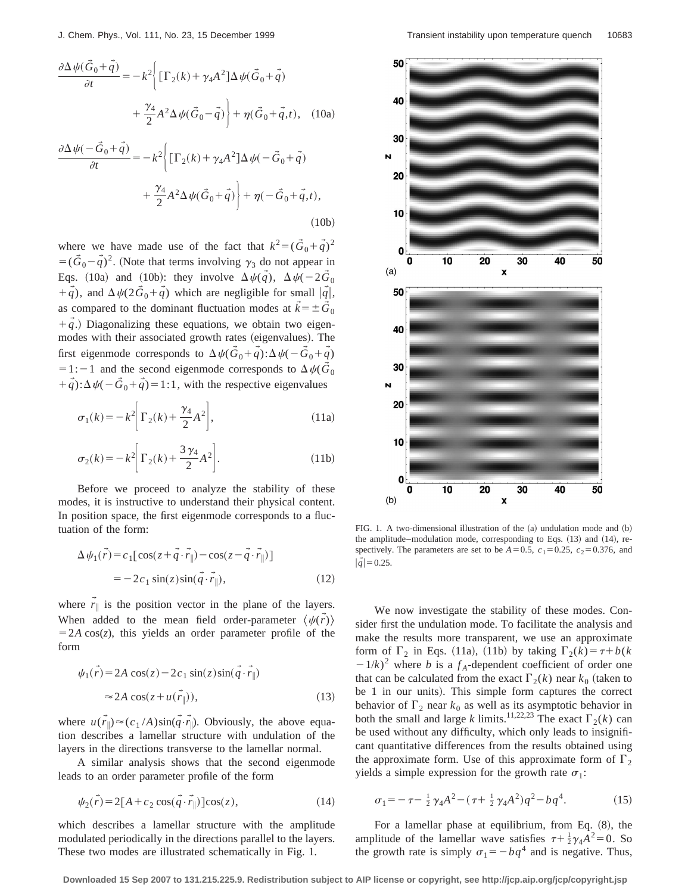$$\frac{\partial \Delta\psi(\vec{G}_0+\vec{q})}{\partial t} = -k^2\left\{[\Gamma_2(k)+\gamma_4 A^2]\Delta\psi(\vec{G}_0+\vec{q}) + \frac{\gamma_4}{2}A^2\Delta\psi(\vec{G}_0-\vec{q})\right\} + \eta(\vec{G}_0+\vec{q},t), \quad (10a)$$

$$\frac{\partial \Delta\psi(-\vec{G}_0+\vec{q})}{\partial t} = -k^2\left\{[\Gamma_2(k)+\gamma_4 A^2]\Delta\psi(-\vec{G}_0+\vec{q}) + \frac{\gamma_4}{2}A^2\Delta\psi(\vec{G}_0+\vec{q})\right\} + \eta(-\vec{G}_0+\vec{q},t), \quad (10b)$$

where we have made use of the fact that $k^2=(\vec{G}_0+\vec{q})^2=(\vec{G}_0-\vec{q})^2$. (Note that terms involving $\gamma_3$ do not appear in Eqs. (10a) and (10b): they involve $\Delta\psi(\vec{q})$, $\Delta\psi(-2\vec{G}_0+\vec{q})$, and $\Delta\psi(2\vec{G}_0+\vec{q})$ which are negligible for small $|\vec{q}|$, as compared to the dominant fluctuation modes at $\vec{k}=\pm\vec{G}_0+\vec{q}$.) Diagonalizing these equations, we obtain two eigenmodes with their associated growth rates (eigenvalues). The first eigenmode corresponds to $\Delta\psi(\vec{G}_0+\vec{q}):\Delta\psi(-\vec{G}_0+\vec{q})=1:-1$ and the second eigenmode corresponds to $\Delta\psi(\vec{G}_0+\vec{q}):\Delta\psi(-\vec{G}_0+\vec{q})=1:1$, with the respective eigenvalues

$$\sigma_1(k) = -k^2\left[\Gamma_2(k)+\frac{\gamma_4}{2}A^2\right], \quad (11a)$$

$$\sigma_2(k) = -k^2\left[\Gamma_2(k)+\frac{3\gamma_4}{2}A^2\right]. \quad (11b)$$

Before we proceed to analyze the stability of these modes, it is instructive to understand their physical content. In position space, the first eigenmode corresponds to a fluctuation of the form:

$$\Delta\psi_1(\vec{r}) = c_1[\cos(z+\vec{q}\cdot\vec{r}_\parallel)-\cos(z-\vec{q}\cdot\vec{r}_\parallel)] = -2c_1\sin(z)\sin(\vec{q}\cdot\vec{r}_\parallel), \quad (12)$$

where $\vec{r}_\parallel$ is the position vector in the plane of the layers. When added to the mean field order-parameter $\langle\psi(\vec{r})\rangle = 2A\cos(z)$, this yields an order parameter profile of the form

$$\psi_1(\vec{r}) = 2A\cos(z) - 2c_1\sin(z)\sin(\vec{q}\cdot\vec{r}_\parallel) \approx 2A\cos(z+u(\vec{r}_\parallel)), \quad (13)$$

where $u(\vec{r}_\parallel)\approx(c_1/A)\sin(\vec{q}\cdot\vec{r}_\parallel)$. Obviously, the above equation describes a lamellar structure with undulation of the layers in the directions transverse to the lamellar normal.

A similar analysis shows that the second eigenmode leads to an order parameter profile of the form

$$\psi_2(\vec{r}) = 2[A+c_2\cos(\vec{q}\cdot\vec{r}_\parallel)]\cos(z), \quad (14)$$

which describes a lamellar structure with the amplitude modulated periodically in the directions parallel to the layers. These two modes are illustrated schematically in Fig. 1.

FIG. 1. A two-dimensional illustration of the (a) undulation mode and (b) the amplitude–modulation mode, corresponding to Eqs. (13) and (14), respectively. The parameters are set to be $A=0.5$, $c_1=0.25$, $c_2=0.376$, and $|\vec{q}|=0.25$.

We now investigate the stability of these modes. Consider first the undulation mode. To facilitate the analysis and make the results more transparent, we use an approximate form of $\Gamma_2$ in Eqs. (11a), (11b) by taking $\Gamma_2(k)=\tau+b(k-1/k)^2$ where $b$ is a $f_A$-dependent coefficient of order one that can be calculated from the exact $\Gamma_2(k)$ near $k_0$ (taken to be 1 in our units). This simple form captures the correct behavior of $\Gamma_2$ near $k_0$ as well as its asymptotic behavior in both the small and large $k$ limits.[11,22,23] The exact $\Gamma_2(k)$ can be used without any difficulty, which only leads to insignificant quantitative differences from the results obtained using the approximate form. Use of this approximate form of $\Gamma_2$ yields a simple expression for the growth rate $\sigma_1$:

$$\sigma_1 = -\tau - \tfrac{1}{2}\gamma_4 A^2 - (\tau + \tfrac{1}{2}\gamma_4 A^2)q^2 - bq^4. \quad (15)$$

For a lamellar phase at equilibrium, from Eq. (8), the amplitude of the lamellar wave satisfies $\tau+\frac{1}{2}\gamma_4 A^2=0$. So the growth rate is simply $\sigma_1=-bq^4$ and is negative. Thus,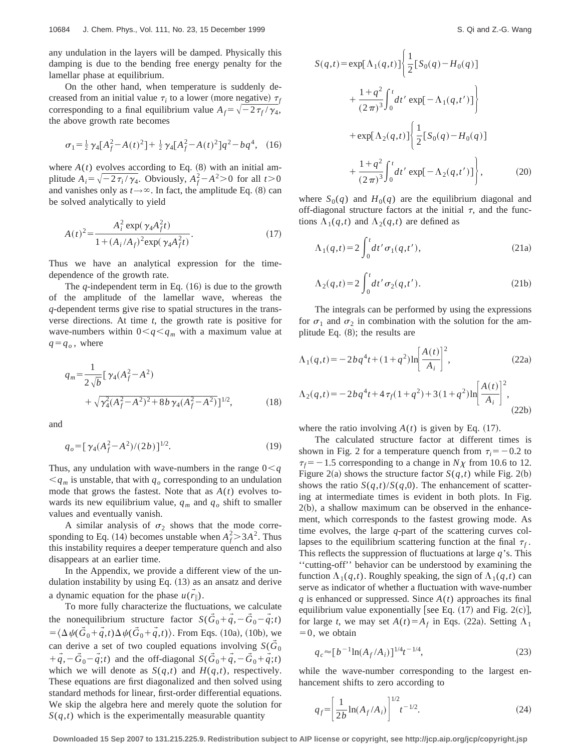any undulation in the layers will be damped. Physically this damping is due to the bending free energy penalty for the lamellar phase at equilibrium.

On the other hand, when temperature is suddenly decreased from an initial value $\tau_i$ to a lower (more negative) $\tau_f$ corresponding to a final equilibrium value $A_f=\sqrt{-2\tau_f/\gamma_4}$, the above growth rate becomes

$$\sigma_1=\tfrac{1}{2}\gamma_4[A_f^2-A(t)^2]+\tfrac{1}{2}\gamma_4[A_f^2-A(t)^2]q^2-bq^4, \quad (16)$$

where $A(t)$ evolves according to Eq. (8) with an initial amplitude $A_i=\sqrt{-2\tau_i/\gamma_4}$. Obviously, $A_f^2-A^2>0$ for all $t>0$ and vanishes only as $t\to\infty$. In fact, the amplitude Eq. (8) can be solved analytically to yield

$$A(t)^2=\frac{A_i^2\exp(\gamma_4 A_f^2 t)}{1+(A_i/A_f)^2\exp(\gamma_4 A_f^2 t)}. \quad (17)$$

Thus we have an analytical expression for the time-dependence of the growth rate.

The $q$-independent term in Eq. (16) is due to the growth of the amplitude of the lamellar wave, whereas the $q$-dependent terms give rise to spatial structures in the transverse directions. At time $t$, the growth rate is positive for wave-numbers within $0<q<q_m$ with a maximum value at $q=q_o$, where

$$q_m=\frac{1}{2\sqrt{b}}[\gamma_4(A_f^2-A^2)+\sqrt{\gamma_4^2(A_f^2-A^2)^2+8b\gamma_4(A_f^2-A^2)}]^{1/2}, \quad (18)$$

and

$$q_o=[\gamma_4(A_f^2-A^2)/(2b)]^{1/2}. \quad (19)$$

Thus, any undulation with wave-numbers in the range $0<q<q_m$ is unstable, that with $q_o$ corresponding to an undulation mode that grows the fastest. Note that as $A(t)$ evolves towards its new equilibrium value, $q_m$ and $q_o$ shift to smaller values and eventually vanish.

A similar analysis of $\sigma_2$ shows that the mode corresponding to Eq. (14) becomes unstable when $A_f^2>3A^2$. Thus this instability requires a deeper temperature quench and also disappears at an earlier time.

In the Appendix, we provide a different view of the undulation instability by using Eq. (13) as an ansatz and derive a dynamic equation for the phase $u(\vec{r}_\parallel)$.

To more fully characterize the fluctuations, we calculate the nonequilibrium structure factor $S(\vec{G}_0+\vec{q},-\vec{G}_0-\vec{q};t)=\langle\Delta\psi(\vec{G}_0+\vec{q},t)\Delta\psi(\vec{G}_0+\vec{q},t)\rangle$. From Eqs. (10a), (10b), we can derive a set of two coupled equations involving $S(\vec{G}_0+\vec{q},-\vec{G}_0-\vec{q};t)$ and the off-diagonal $S(\vec{G}_0+\vec{q},-\vec{G}_0+\vec{q};t)$ which we will denote as $S(q,t)$ and $H(q,t)$, respectively. These equations are first diagonalized and then solved using standard methods for linear, first-order differential equations. We skip the algebra here and merely quote the solution for $S(q,t)$ which is the experimentally measurable quantity

$$\begin{aligned}S(q,t)=&\exp[\Lambda_1(q,t)]\left\{\frac{1}{2}[S_0(q)-H_0(q)]+\frac{1+q^2}{(2\pi)^3}\int_0^t dt'\exp[-\Lambda_1(q,t')]\right\}\\&+\exp[\Lambda_2(q,t)]\left\{\frac{1}{2}[S_0(q)-H_0(q)]+\frac{1+q^2}{(2\pi)^3}\int_0^t dt'\exp[-\Lambda_2(q,t')]\right\}, \quad (20)\end{aligned}$$

where $S_0(q)$ and $H_0(q)$ are the equilibrium diagonal and off-diagonal structure factors at the initial $\tau$, and the functions $\Lambda_1(q,t)$ and $\Lambda_2(q,t)$ are defined as

$$\Lambda_1(q,t)=2\int_0^t dt'\sigma_1(q,t'), \quad (21a)$$

$$\Lambda_2(q,t)=2\int_0^t dt'\sigma_2(q,t'). \quad (21b)$$

The integrals can be performed by using the expressions for $\sigma_1$ and $\sigma_2$ in combination with the solution for the amplitude Eq. (8); the results are

$$\Lambda_1(q,t)=-2bq^4t+(1+q^2)\ln\left[\frac{A(t)}{A_i}\right]^2, \quad (22a)$$

$$\Lambda_2(q,t)=-2bq^4t+4\tau_f(1+q^2)+3(1+q^2)\ln\left[\frac{A(t)}{A_i}\right]^2, \quad (22b)$$

where the ratio involving $A(t)$ is given by Eq. (17).

The calculated structure factor at different times is shown in Fig. 2 for a temperature quench from $\tau_i=-0.2$ to $\tau_f=-1.5$ corresponding to a change in $N\chi$ from 10.6 to 12. Figure 2(a) shows the structure factor $S(q,t)$ while Fig. 2(b) shows the ratio $S(q,t)/S(q,0)$. The enhancement of scattering at intermediate times is evident in both plots. In Fig. 2(b), a shallow maximum can be observed in the enhancement, which corresponds to the fastest growing mode. As time evolves, the large $q$-part of the scattering curves collapses to the equilibrium scattering function at the final $\tau_f$. This reflects the suppression of fluctuations at large $q$'s. This ''cutting-off'' behavior can be understood by examining the function $\Lambda_1(q,t)$. Roughly speaking, the sign of $\Lambda_1(q,t)$ can serve as indicator of whether a fluctuation with wave-number $q$ is enhanced or suppressed. Since $A(t)$ approaches its final equilibrium value exponentially [see Eq. (17) and Fig. 2(c)], for large $t$, we may set $A(t)=A_f$ in Eqs. (22a). Setting $\Lambda_1=0$, we obtain

$$q_c\approx[b^{-1}\ln(A_f/A_i)]^{1/4}t^{-1/4}, \quad (23)$$

while the wave-number corresponding to the largest enhancement shifts to zero according to

$$q_f=\left[\frac{1}{2b}\ln(A_f/A_i)\right]^{1/2}t^{-1/2}. \quad (24)$$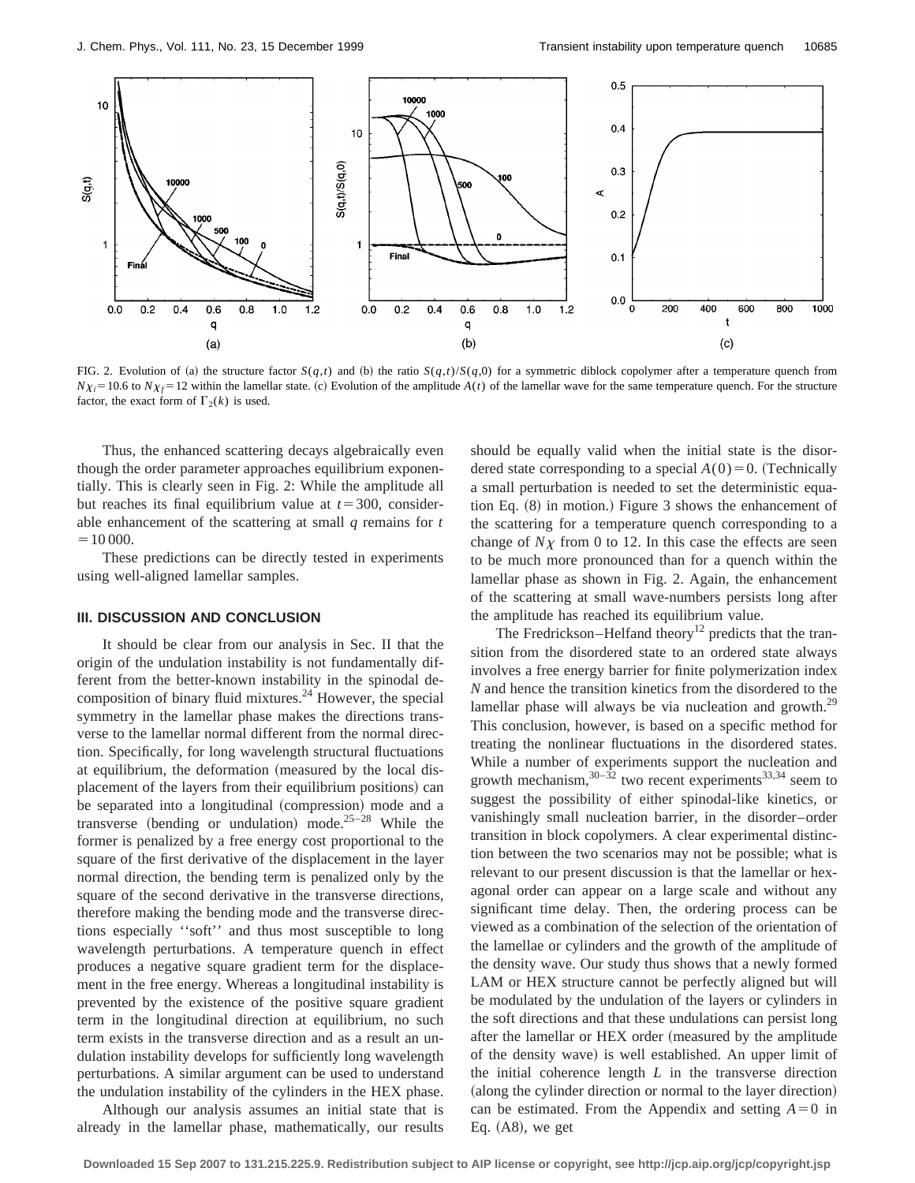FIG. 2. Evolution of (a) the structure factor $S(q,t)$ and (b) the ratio $S(q,t)/S(q,0)$ for a symmetric diblock copolymer after a temperature quench from $N\chi_i = 10.6$ to $N\chi_f = 12$ within the lamellar state. (c) Evolution of the amplitude $A(t)$ of the lamellar wave for the same temperature quench. For the structure factor, the exact form of $\Gamma_2(k)$ is used.

Thus, the enhanced scattering decays algebraically even though the order parameter approaches equilibrium exponentially. This is clearly seen in Fig. 2: While the amplitude all but reaches its final equilibrium value at $t = 300$, considerable enhancement of the scattering at small $q$ remains for $t = 10\,000$.

These predictions can be directly tested in experiments using well-aligned lamellar samples.

## III. DISCUSSION AND CONCLUSION

It should be clear from our analysis in Sec. II that the origin of the undulation instability is not fundamentally different from the better-known instability in the spinodal decomposition of binary fluid mixtures.[24] However, the special symmetry in the lamellar phase makes the directions transverse to the lamellar normal different from the normal direction. Specifically, for long wavelength structural fluctuations at equilibrium, the deformation (measured by the local displacement of the layers from their equilibrium positions) can be separated into a longitudinal (compression) mode and a transverse (bending or undulation) mode.[25–28] While the former is penalized by a free energy cost proportional to the square of the first derivative of the displacement in the layer normal direction, the bending term is penalized only by the square of the second derivative in the transverse directions, therefore making the bending mode and the transverse directions especially ''soft'' and thus most susceptible to long wavelength perturbations. A temperature quench in effect produces a negative square gradient term for the displacement in the free energy. Whereas a longitudinal instability is prevented by the existence of the positive square gradient term in the longitudinal direction at equilibrium, no such term exists in the transverse direction and as a result an undulation instability develops for sufficiently long wavelength perturbations. A similar argument can be used to understand the undulation instability of the cylinders in the HEX phase.

Although our analysis assumes an initial state that is already in the lamellar phase, mathematically, our results should be equally valid when the initial state is the disordered state corresponding to a special $A(0) = 0$. (Technically a small perturbation is needed to set the deterministic equation Eq. (8) in motion.) Figure 3 shows the enhancement of the scattering for a temperature quench corresponding to a change of $N\chi$ from 0 to 12. In this case the effects are seen to be much more pronounced than for a quench within the lamellar phase as shown in Fig. 2. Again, the enhancement of the scattering at small wave-numbers persists long after the amplitude has reached its equilibrium value.

The Fredrickson–Helfand theory[12] predicts that the transition from the disordered state to an ordered state always involves a free energy barrier for finite polymerization index $N$ and hence the transition kinetics from the disordered to the lamellar phase will always be via nucleation and growth.[29] This conclusion, however, is based on a specific method for treating the nonlinear fluctuations in the disordered states. While a number of experiments support the nucleation and growth mechanism,[30–32] two recent experiments[33,34] seem to suggest the possibility of either spinodal-like kinetics, or vanishingly small nucleation barrier, in the disorder–order transition in block copolymers. A clear experimental distinction between the two scenarios may not be possible; what is relevant to our present discussion is that the lamellar or hexagonal order can appear on a large scale and without any significant time delay. Then, the ordering process can be viewed as a combination of the selection of the orientation of the lamellae or cylinders and the growth of the amplitude of the density wave. Our study thus shows that a newly formed LAM or HEX structure cannot be perfectly aligned but will be modulated by the undulation of the layers or cylinders in the soft directions and that these undulations can persist long after the lamellar or HEX order (measured by the amplitude of the density wave) is well established. An upper limit of the initial coherence length $L$ in the transverse direction (along the cylinder direction or normal to the layer direction) can be estimated. From the Appendix and setting $A = 0$ in Eq. (A8), we get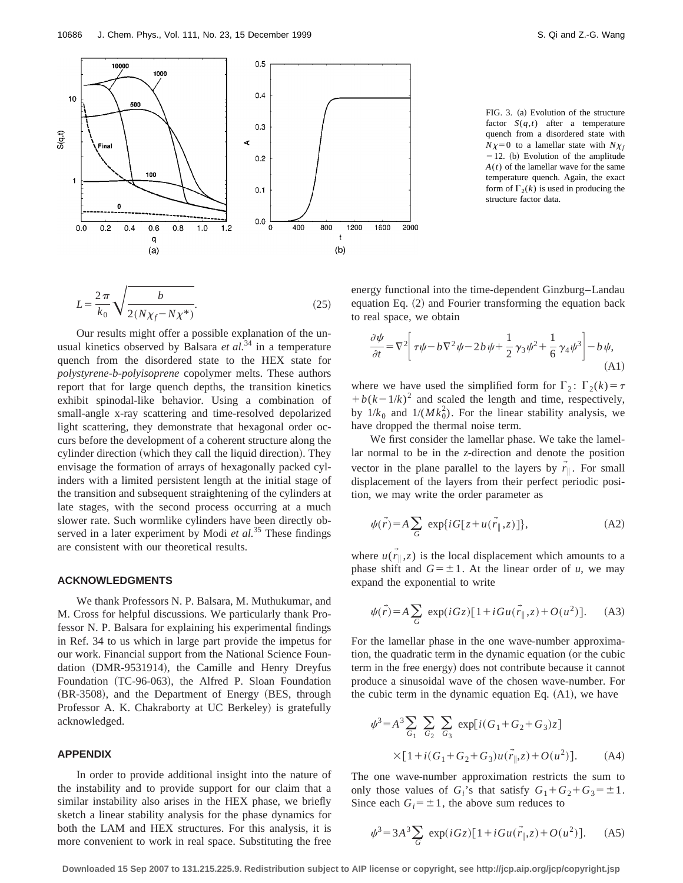FIG. 3. (a) Evolution of the structure factor $S(q,t)$ after a temperature quench from a disordered state with $N\chi=0$ to a lamellar state with $N\chi_f=12$. (b) Evolution of the amplitude $A(t)$ of the lamellar wave for the same temperature quench. Again, the exact form of $\Gamma_2(k)$ is used in producing the structure factor data.

$$L=\frac{2\pi}{k_0}\sqrt{\frac{b}{2(N\chi_f-N\chi^*)}}. \tag{25}$$

Our results might offer a possible explanation of the unusual kinetics observed by Balsara *et al.*[34] in a temperature quench from the disordered state to the HEX state for *polystyrene-b-polyisoprene* copolymer melts. These authors report that for large quench depths, the transition kinetics exhibit spinodal-like behavior. Using a combination of small-angle x-ray scattering and time-resolved depolarized light scattering, they demonstrate that hexagonal order occurs before the development of a coherent structure along the cylinder direction (which they call the liquid direction). They envisage the formation of arrays of hexagonally packed cylinders with a limited persistent length at the initial stage of the transition and subsequent straightening of the cylinders at late stages, with the second process occurring at a much slower rate. Such wormlike cylinders have been directly observed in a later experiment by Modi *et al.*[35] These findings are consistent with our theoretical results.

## ACKNOWLEDGMENTS

We thank Professors N. P. Balsara, M. Muthukumar, and M. Cross for helpful discussions. We particularly thank Professor N. P. Balsara for explaining his experimental findings in Ref. 34 to us which in large part provide the impetus for our work. Financial support from the National Science Foundation (DMR-9531914), the Camille and Henry Dreyfus Foundation (TC-96-063), the Alfred P. Sloan Foundation (BR-3508), and the Department of Energy (BES, through Professor A. K. Chakraborty at UC Berkeley) is gratefully acknowledged.

## APPENDIX

In order to provide additional insight into the nature of the instability and to provide support for our claim that a similar instability also arises in the HEX phase, we briefly sketch a linear stability analysis for the phase dynamics for both the LAM and HEX structures. For this analysis, it is more convenient to work in real space. Substituting the free energy functional into the time-dependent Ginzburg–Landau equation Eq. (2) and Fourier transforming the equation back to real space, we obtain

$$\frac{\partial\psi}{\partial t}=\nabla^2\left[\tau\psi-b\nabla^2\psi-2b\psi+\frac{1}{2}\gamma_3\psi^2+\frac{1}{6}\gamma_4\psi^3\right]-b\psi, \tag{A1}$$

where we have used the simplified form for $\Gamma_2$: $\Gamma_2(k)=\tau+b(k-1/k)^2$ and scaled the length and time, respectively, by $1/k_0$ and $1/(Mk_0^2)$. For the linear stability analysis, we have dropped the thermal noise term.

We first consider the lamellar phase. We take the lamellar normal to be in the $z$-direction and denote the position vector in the plane parallel to the layers by $\vec{r}_\parallel$. For small displacement of the layers from their perfect periodic position, we may write the order parameter as

$$\psi(\vec{r})=A\sum_G \exp\{iG[z+u(\vec{r}_\parallel,z)]\}, \tag{A2}$$

where $u(\vec{r}_\parallel,z)$ is the local displacement which amounts to a phase shift and $G=\pm 1$. At the linear order of $u$, we may expand the exponential to write

$$\psi(\vec{r})=A\sum_G \exp(iGz)[1+iGu(\vec{r}_\parallel,z)+O(u^2)]. \tag{A3}$$

For the lamellar phase in the one wave-number approximation, the quadratic term in the dynamic equation (or the cubic term in the free energy) does not contribute because it cannot produce a sinusoidal wave of the chosen wave-number. For the cubic term in the dynamic equation Eq. (A1), we have

$$\psi^3=A^3\sum_{G_1}\sum_{G_2}\sum_{G_3}\exp[i(G_1+G_2+G_3)z]\times[1+i(G_1+G_2+G_3)u(\vec{r}_\parallel,z)+O(u^2)]. \tag{A4}$$

The one wave-number approximation restricts the sum to only those values of $G_i$'s that satisfy $G_1+G_2+G_3=\pm 1$. Since each $G_i=\pm 1$, the above sum reduces to

$$\psi^3=3A^3\sum_G \exp(iGz)[1+iGu(\vec{r}_\parallel,z)+O(u^2)]. \tag{A5}$$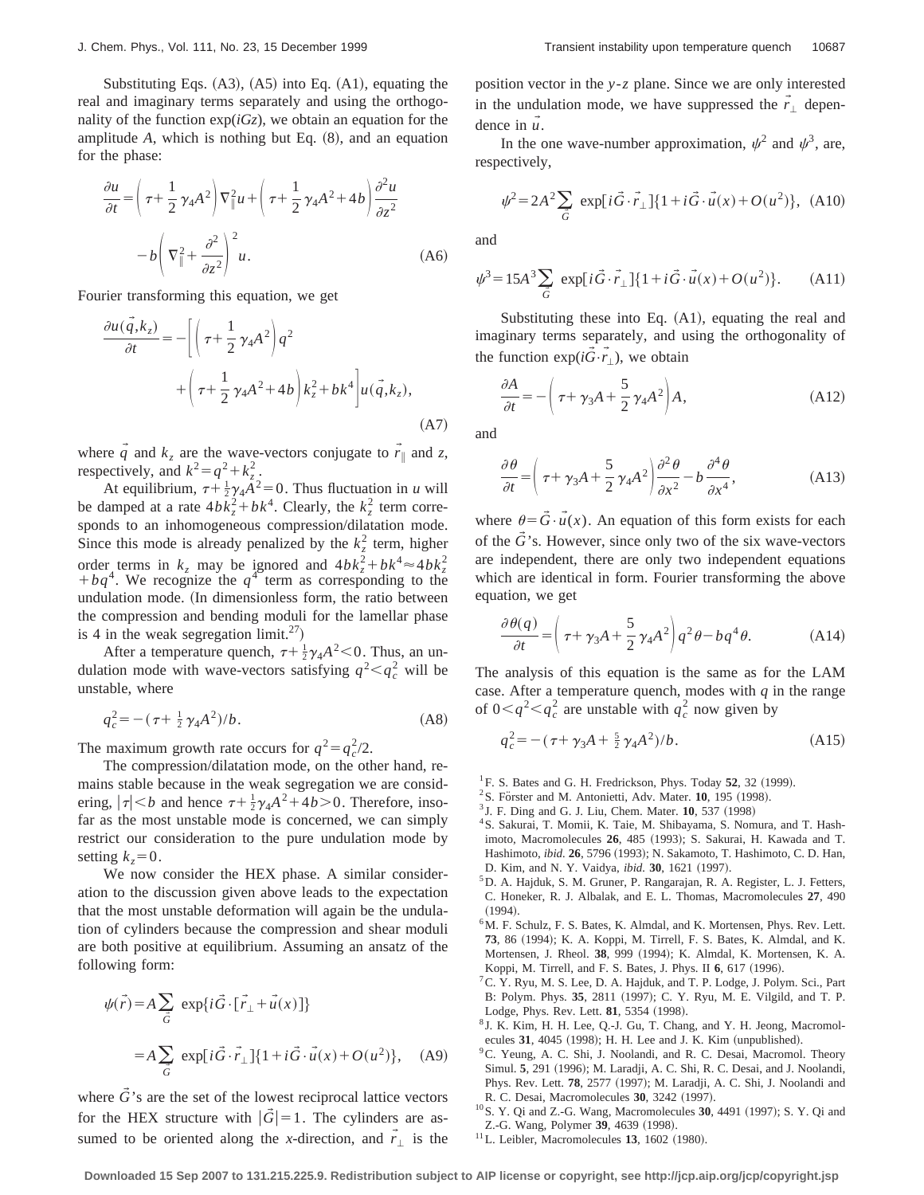Substituting Eqs. (A3), (A5) into Eq. (A1), equating the real and imaginary terms separately and using the orthogonality of the function $\exp(iGz)$, we obtain an equation for the amplitude $A$, which is nothing but Eq. (8), and an equation for the phase:

$$\frac{\partial u}{\partial t}=\left(\tau+\frac{1}{2}\gamma_4 A^2\right)\nabla_\parallel^2 u+\left(\tau+\frac{1}{2}\gamma_4 A^2+4b\right)\frac{\partial^2 u}{\partial z^2}-b\left(\nabla_\parallel^2+\frac{\partial^2}{\partial z^2}\right)^2 u. \tag{A6}$$

Fourier transforming this equation, we get

$$\frac{\partial u(\vec{q},k_z)}{\partial t}=-\left[\left(\tau+\frac{1}{2}\gamma_4 A^2\right)q^2+\left(\tau+\frac{1}{2}\gamma_4 A^2+4b\right)k_z^2+bk^4\right]u(\vec{q},k_z), \tag{A7}$$

where $\vec{q}$ and $k_z$ are the wave-vectors conjugate to $\vec{r}_\parallel$ and $z$, respectively, and $k^2=q^2+k_z^2$.

At equilibrium, $\tau+\frac{1}{2}\gamma_4 A^2=0$. Thus fluctuation in $u$ will be damped at a rate $4bk_z^2+bk^4$. Clearly, the $k_z^2$ term corresponds to an inhomogeneous compression/dilatation mode. Since this mode is already penalized by the $k_z^2$ term, higher order terms in $k_z$ may be ignored and $4bk_z^2+bk^4\approx 4bk_z^2+bq^4$. We recognize the $q^4$ term as corresponding to the undulation mode. (In dimensionless form, the ratio between the compression and bending moduli for the lamellar phase is 4 in the weak segregation limit.[27])

After a temperature quench, $\tau+\frac{1}{2}\gamma_4 A^2<0$. Thus, an undulation mode with wave-vectors satisfying $q^2<q_c^2$ will be unstable, where

$$q_c^2=-(\tau+\tfrac{1}{2}\gamma_4 A^2)/b. \tag{A8}$$

The maximum growth rate occurs for $q^2=q_c^2/2$.

The compression/dilatation mode, on the other hand, remains stable because in the weak segregation we are considering, $|\tau|<b$ and hence $\tau+\frac{1}{2}\gamma_4 A^2+4b>0$. Therefore, insofar as the most unstable mode is concerned, we can simply restrict our consideration to the pure undulation mode by setting $k_z=0$.

We now consider the HEX phase. A similar consideration to the discussion given above leads to the expectation that the most unstable deformation will again be the undulation of cylinders because the compression and shear moduli are both positive at equilibrium. Assuming an ansatz of the following form:

$$\psi(\vec{r})=A\sum_{\vec{G}}\exp\{i\vec{G}\cdot[\vec{r}_\perp+\vec{u}(x)]\}=A\sum_{\vec{G}}\exp[i\vec{G}\cdot\vec{r}_\perp]\{1+i\vec{G}\cdot\vec{u}(x)+O(u^2)\}, \tag{A9}$$

where $\vec{G}$'s are the set of the lowest reciprocal lattice vectors for the HEX structure with $|\vec{G}|=1$. The cylinders are assumed to be oriented along the $x$-direction, and $\vec{r}_\perp$ is the position vector in the $y$-$z$ plane. Since we are only interested in the undulation mode, we have suppressed the $\vec{r}_\perp$ dependence in $\vec{u}$.

In the one wave-number approximation, $\psi^2$ and $\psi^3$, are, respectively,

$$\psi^2=2A^2\sum_{\vec{G}}\exp[i\vec{G}\cdot\vec{r}_\perp]\{1+i\vec{G}\cdot\vec{u}(x)+O(u^2)\}, \tag{A10}$$

and

$$\psi^3=15A^3\sum_{\vec{G}}\exp[i\vec{G}\cdot\vec{r}_\perp]\{1+i\vec{G}\cdot\vec{u}(x)+O(u^2)\}. \tag{A11}$$

Substituting these into Eq. (A1), equating the real and imaginary terms separately, and using the orthogonality of the function $\exp(i\vec{G}\cdot\vec{r}_\perp)$, we obtain

$$\frac{\partial A}{\partial t}=-\left(\tau+\gamma_3 A+\frac{5}{2}\gamma_4 A^2\right)A, \tag{A12}$$

and

$$\frac{\partial \theta}{\partial t}=\left(\tau+\gamma_3 A+\frac{5}{2}\gamma_4 A^2\right)\frac{\partial^2\theta}{\partial x^2}-b\frac{\partial^4\theta}{\partial x^4}, \tag{A13}$$

where $\theta=\vec{G}\cdot\vec{u}(x)$. An equation of this form exists for each of the $\vec{G}$'s. However, since only two of the six wave-vectors are independent, there are only two independent equations which are identical in form. Fourier transforming the above equation, we get

$$\frac{\partial \theta(q)}{\partial t}=\left(\tau+\gamma_3 A+\frac{5}{2}\gamma_4 A^2\right)q^2\theta-bq^4\theta. \tag{A14}$$

The analysis of this equation is the same as for the LAM case. After a temperature quench, modes with $q$ in the range of $0<q^2<q_c^2$ are unstable with $q_c^2$ now given by

$$q_c^2=-(\tau+\gamma_3 A+\tfrac{5}{2}\gamma_4 A^2)/b. \tag{A15}$$

[1] F. S. Bates and G. H. Fredrickson, Phys. Today **52**, 32 (1999).
[2] S. Förster and M. Antonietti, Adv. Mater. **10**, 195 (1998).
[3] J. F. Ding and G. J. Liu, Chem. Mater. **10**, 537 (1998)
[4] S. Sakurai, T. Momii, K. Taie, M. Shibayama, S. Nomura, and T. Hashimoto, Macromolecules **26**, 485 (1993); S. Sakurai, H. Kawada and T. Hashimoto, *ibid.* **26**, 5796 (1993); N. Sakamoto, T. Hashimoto, C. D. Han, D. Kim, and N. Y. Vaidya, *ibid.* **30**, 1621 (1997).
[5] D. A. Hajduk, S. M. Gruner, P. Rangarajan, R. A. Register, L. J. Fetters, C. Honeker, R. J. Albalak, and E. L. Thomas, Macromolecules **27**, 490 (1994).
[6] M. F. Schulz, F. S. Bates, K. Almdal, and K. Mortensen, Phys. Rev. Lett. **73**, 86 (1994); K. A. Koppi, M. Tirrell, F. S. Bates, K. Almdal, and K. Mortensen, J. Rheol. **38**, 999 (1994); K. Almdal, K. Mortensen, K. A. Koppi, M. Tirrell, and F. S. Bates, J. Phys. II **6**, 617 (1996).
[7] C. Y. Ryu, M. S. Lee, D. A. Hajduk, and T. P. Lodge, J. Polym. Sci., Part B: Polym. Phys. **35**, 2811 (1997); C. Y. Ryu, M. E. Vilgild, and T. P. Lodge, Phys. Rev. Lett. **81**, 5354 (1998).
[8] J. K. Kim, H. H. Lee, Q.-J. Gu, T. Chang, and Y. H. Jeong, Macromolecules **31**, 4045 (1998); H. H. Lee and J. K. Kim (unpublished).
[9] C. Yeung, A. C. Shi, J. Noolandi, and R. C. Desai, Macromol. Theory Simul. **5**, 291 (1996); M. Laradji, A. C. Shi, R. C. Desai, and J. Noolandi, Phys. Rev. Lett. **78**, 2577 (1997); M. Laradji, A. C. Shi, J. Noolandi and R. C. Desai, Macromolecules **30**, 3242 (1997).
[10] S. Y. Qi and Z.-G. Wang, Macromolecules **30**, 4491 (1997); S. Y. Qi and Z.-G. Wang, Polymer **39**, 4639 (1998).
[11] L. Leibler, Macromolecules **13**, 1602 (1980).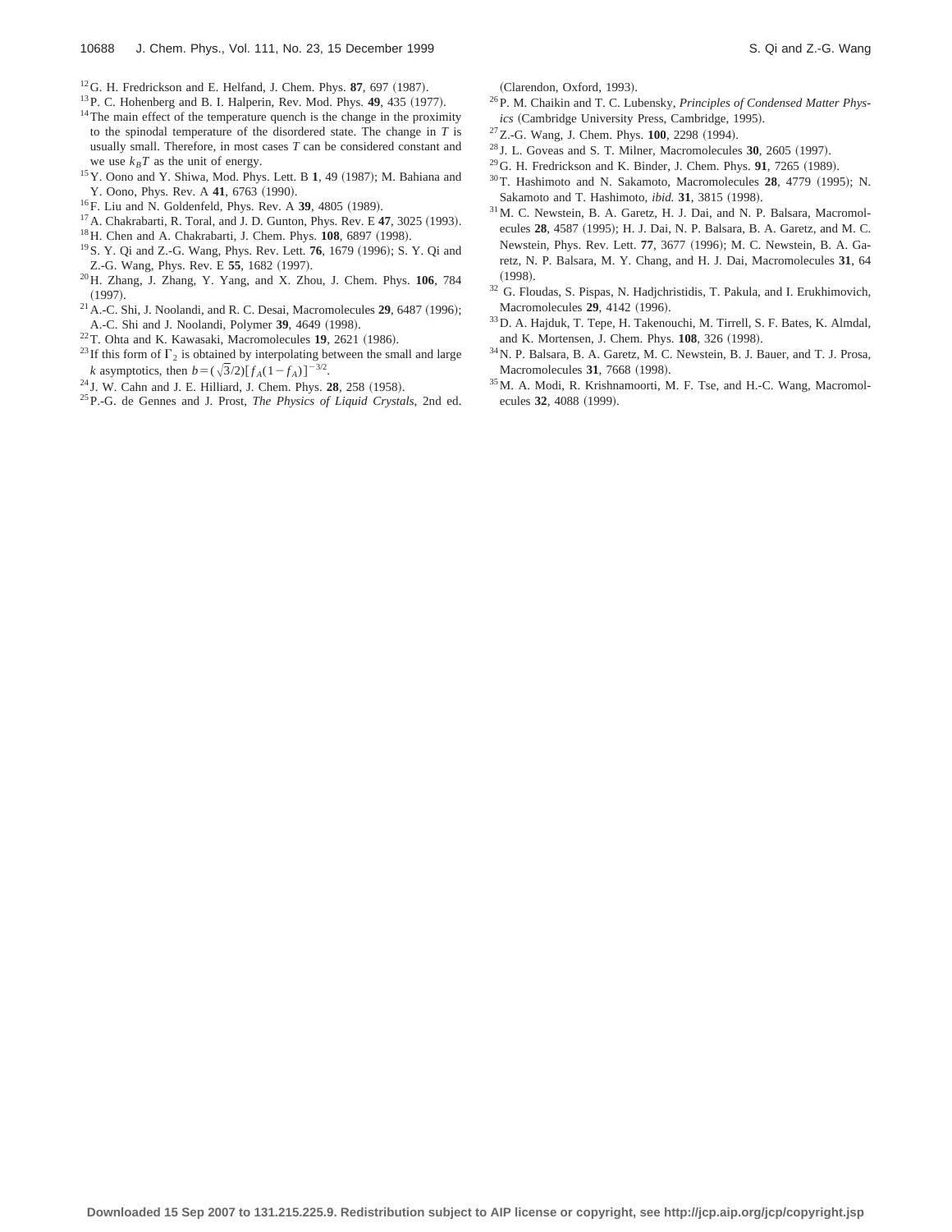[12] G. H. Fredrickson and E. Helfand, J. Chem. Phys. **87**, 697 (1987).

[13] P. C. Hohenberg and B. I. Halperin, Rev. Mod. Phys. **49**, 435 (1977).

[14] The main effect of the temperature quench is the change in the proximity to the spinodal temperature of the disordered state. The change in $T$ is usually small. Therefore, in most cases $T$ can be considered constant and we use $k_BT$ as the unit of energy.

[15] Y. Oono and Y. Shiwa, Mod. Phys. Lett. B **1**, 49 (1987); M. Bahiana and Y. Oono, Phys. Rev. A **41**, 6763 (1990).

[16] F. Liu and N. Goldenfeld, Phys. Rev. A **39**, 4805 (1989).

[17] A. Chakrabarti, R. Toral, and J. D. Gunton, Phys. Rev. E **47**, 3025 (1993).

[18] H. Chen and A. Chakrabarti, J. Chem. Phys. **108**, 6897 (1998).

[19] S. Y. Qi and Z.-G. Wang, Phys. Rev. Lett. **76**, 1679 (1996); S. Y. Qi and Z.-G. Wang, Phys. Rev. E **55**, 1682 (1997).

[20] H. Zhang, J. Zhang, Y. Yang, and X. Zhou, J. Chem. Phys. **106**, 784 (1997).

[21] A.-C. Shi, J. Noolandi, and R. C. Desai, Macromolecules **29**, 6487 (1996); A.-C. Shi and J. Noolandi, Polymer **39**, 4649 (1998).

[22] T. Ohta and K. Kawasaki, Macromolecules **19**, 2621 (1986).

[23] If this form of $\Gamma_2$ is obtained by interpolating between the small and large $k$ asymptotics, then $b=(\sqrt{3}/2)[f_A(1-f_A)]^{-3/2}$.

[24] J. W. Cahn and J. E. Hilliard, J. Chem. Phys. **28**, 258 (1958).

[25] P.-G. de Gennes and J. Prost, *The Physics of Liquid Crystals*, 2nd ed. (Clarendon, Oxford, 1993).

[26] P. M. Chaikin and T. C. Lubensky, *Principles of Condensed Matter Physics* (Cambridge University Press, Cambridge, 1995).

[27] Z.-G. Wang, J. Chem. Phys. **100**, 2298 (1994).

[28] J. L. Goveas and S. T. Milner, Macromolecules **30**, 2605 (1997).

[29] G. H. Fredrickson and K. Binder, J. Chem. Phys. **91**, 7265 (1989).

[30] T. Hashimoto and N. Sakamoto, Macromolecules **28**, 4779 (1995); N. Sakamoto and T. Hashimoto, *ibid.* **31**, 3815 (1998).

[31] M. C. Newstein, B. A. Garetz, H. J. Dai, and N. P. Balsara, Macromolecules **28**, 4587 (1995); H. J. Dai, N. P. Balsara, B. A. Garetz, and M. C. Newstein, Phys. Rev. Lett. **77**, 3677 (1996); M. C. Newstein, B. A. Garetz, N. P. Balsara, M. Y. Chang, and H. J. Dai, Macromolecules **31**, 64 (1998).

[32] G. Floudas, S. Pispas, N. Hadjchristidis, T. Pakula, and I. Erukhimovich, Macromolecules **29**, 4142 (1996).

[33] D. A. Hajduk, T. Tepe, H. Takenouchi, M. Tirrell, S. F. Bates, K. Almdal, and K. Mortensen, J. Chem. Phys. **108**, 326 (1998).

[34] N. P. Balsara, B. A. Garetz, M. C. Newstein, B. J. Bauer, and T. J. Prosa, Macromolecules **31**, 7668 (1998).

[35] M. A. Modi, R. Krishnamoorti, M. F. Tse, and H.-C. Wang, Macromolecules **32**, 4088 (1999).